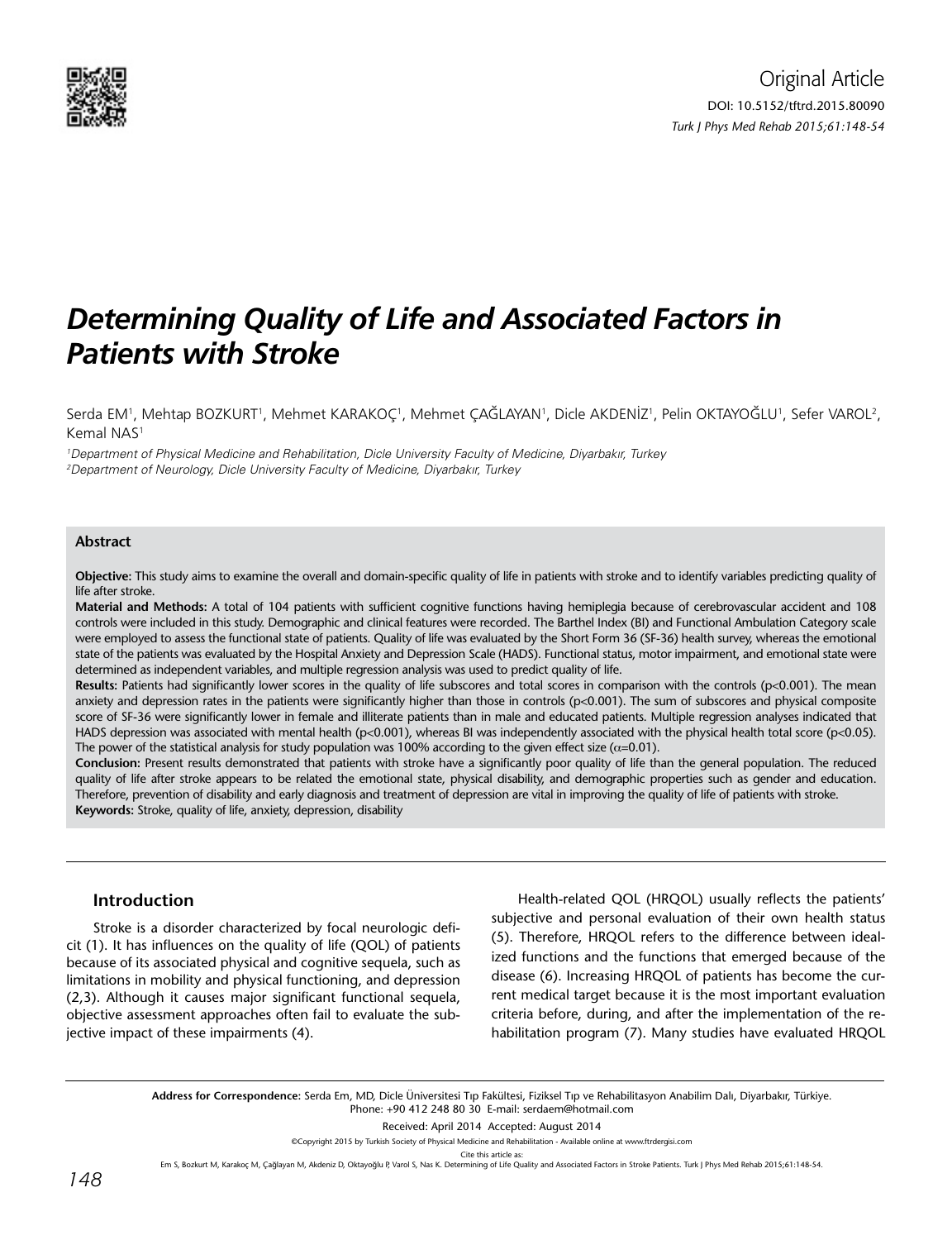Original Article

DOI: 10.5152/tftrd.2015.80090

# Determining Quality of Life and Associated Factors in Patients with Stroke

Serda EM[1], Mehtap BOZKURT[1], Mehmet KARAKOÇ[1], Mehmet ÇAĞLAYAN[1], Dicle AKDENİZ[1], Pelin OKTAYOĞLU[1], Sefer VAROL[2], Kemal NAS[1]

[1]*Department of Physical Medicine and Rehabilitation, Dicle University Faculty of Medicine, Diyarbakır, Turkey*
[2]*Department of Neurology, Dicle University Faculty of Medicine, Diyarbakır, Turkey*

### Abstract

**Objective:** This study aims to examine the overall and domain-specific quality of life in patients with stroke and to identify variables predicting quality of life after stroke.

**Material and Methods:** A total of 104 patients with sufficient cognitive functions having hemiplegia because of cerebrovascular accident and 108 controls were included in this study. Demographic and clinical features were recorded. The Barthel Index (BI) and Functional Ambulation Category scale were employed to assess the functional state of patients. Quality of life was evaluated by the Short Form 36 (SF-36) health survey, whereas the emotional state of the patients was evaluated by the Hospital Anxiety and Depression Scale (HADS). Functional status, motor impairment, and emotional state were determined as independent variables, and multiple regression analysis was used to predict quality of life.

**Results:** Patients had significantly lower scores in the quality of life subscores and total scores in comparison with the controls ($p<0.001$). The mean anxiety and depression rates in the patients were significantly higher than those in controls ($p<0.001$). The sum of subscores and physical composite score of SF-36 were significantly lower in female and illiterate patients than in male and educated patients. Multiple regression analyses indicated that HADS depression was associated with mental health ($p<0.001$), whereas BI was independently associated with the physical health total score ($p<0.05$). The power of the statistical analysis for study population was 100% according to the given effect size ($\alpha=0.01$).

**Conclusion:** Present results demonstrated that patients with stroke have a significantly poor quality of life than the general population. The reduced quality of life after stroke appears to be related the emotional state, physical disability, and demographic properties such as gender and education. Therefore, prevention of disability and early diagnosis and treatment of depression are vital in improving the quality of life of patients with stroke.

**Keywords:** Stroke, quality of life, anxiety, depression, disability

## Introduction

Stroke is a disorder characterized by focal neurologic deficit (1). It has influences on the quality of life (QOL) of patients because of its associated physical and cognitive sequela, such as limitations in mobility and physical functioning, and depression (2,3). Although it causes major significant functional sequela, objective assessment approaches often fail to evaluate the subjective impact of these impairments (4).

Health-related QOL (HRQOL) usually reflects the patients' subjective and personal evaluation of their own health status (5). Therefore, HRQOL refers to the difference between idealized functions and the functions that emerged because of the disease (6). Increasing HRQOL of patients has become the current medical target because it is the most important evaluation criteria before, during, and after the implementation of the rehabilitation program (7). Many studies have evaluated HRQOL

**Address for Correspondence:** Serda Em, MD, Dicle Üniversitesi Tıp Fakültesi, Fiziksel Tıp ve Rehabilitasyon Anabilim Dalı, Diyarbakır, Türkiye. Phone: +90 412 248 80 30 E-mail: serdaem@hotmail.com

Received: April 2014 Accepted: August 2014

©Copyright 2015 by Turkish Society of Physical Medicine and Rehabilitation - Available online at www.ftrdergisi.com

Cite this article as:
Em S, Bozkurt M, Karakoç M, Çağlayan M, Akdeniz D, Oktayoğlu P, Varol S, Nas K. Determining of Life Quality and Associated Factors in Stroke Patients. Turk J Phys Med Rehab 2015;61:148-54.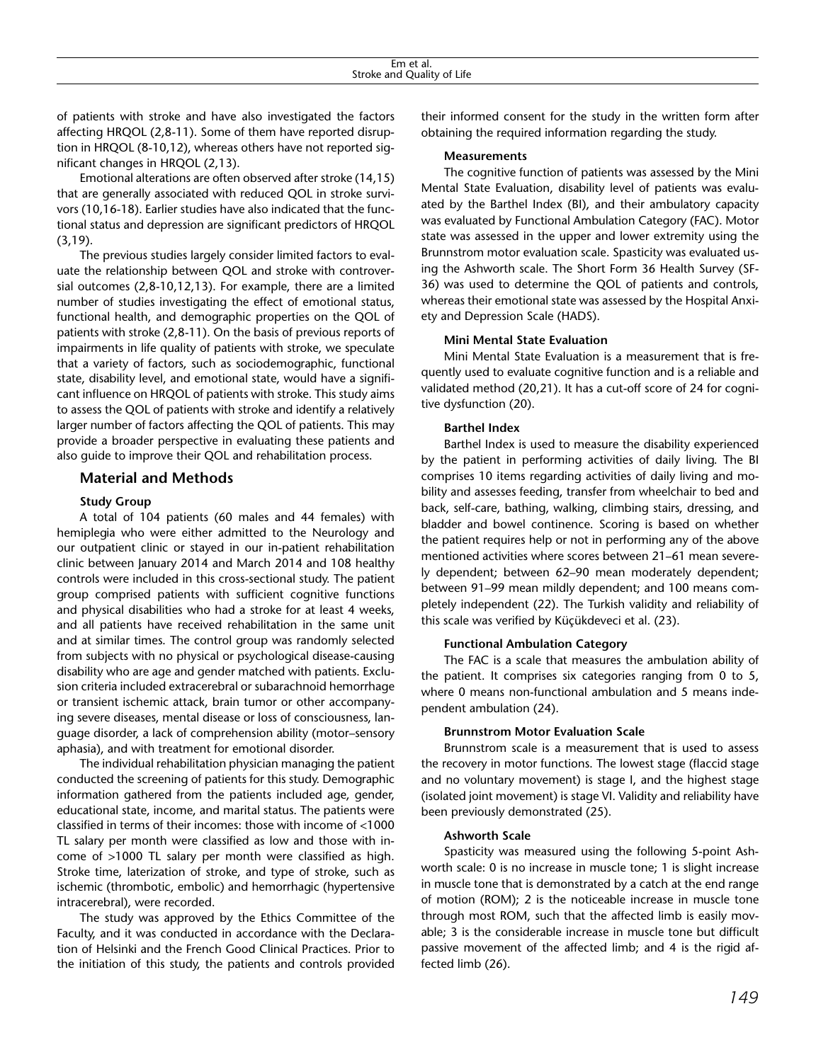of patients with stroke and have also investigated the factors affecting HRQOL (2,8-11). Some of them have reported disruption in HRQOL (8-10,12), whereas others have not reported significant changes in HRQOL (2,13).

Emotional alterations are often observed after stroke (14,15) that are generally associated with reduced QOL in stroke survivors (10,16-18). Earlier studies have also indicated that the functional status and depression are significant predictors of HRQOL (3,19).

The previous studies largely consider limited factors to evaluate the relationship between QOL and stroke with controversial outcomes (2,8-10,12,13). For example, there are a limited number of studies investigating the effect of emotional status, functional health, and demographic properties on the QOL of patients with stroke (2,8-11). On the basis of previous reports of impairments in life quality of patients with stroke, we speculate that a variety of factors, such as sociodemographic, functional state, disability level, and emotional state, would have a significant influence on HRQOL of patients with stroke. This study aims to assess the QOL of patients with stroke and identify a relatively larger number of factors affecting the QOL of patients. This may provide a broader perspective in evaluating these patients and also guide to improve their QOL and rehabilitation process.

## Material and Methods

### Study Group

A total of 104 patients (60 males and 44 females) with hemiplegia who were either admitted to the Neurology and our outpatient clinic or stayed in our in-patient rehabilitation clinic between January 2014 and March 2014 and 108 healthy controls were included in this cross-sectional study. The patient group comprised patients with sufficient cognitive functions and physical disabilities who had a stroke for at least 4 weeks, and all patients have received rehabilitation in the same unit and at similar times. The control group was randomly selected from subjects with no physical or psychological disease-causing disability who are age and gender matched with patients. Exclusion criteria included extracerebral or subarachnoid hemorrhage or transient ischemic attack, brain tumor or other accompanying severe diseases, mental disease or loss of consciousness, language disorder, a lack of comprehension ability (motor–sensory aphasia), and with treatment for emotional disorder.

The individual rehabilitation physician managing the patient conducted the screening of patients for this study. Demographic information gathered from the patients included age, gender, educational state, income, and marital status. The patients were classified in terms of their incomes: those with income of <1000 TL salary per month were classified as low and those with income of >1000 TL salary per month were classified as high. Stroke time, laterization of stroke, and type of stroke, such as ischemic (thrombotic, embolic) and hemorrhagic (hypertensive intracerebral), were recorded.

The study was approved by the Ethics Committee of the Faculty, and it was conducted in accordance with the Declaration of Helsinki and the French Good Clinical Practices. Prior to the initiation of this study, the patients and controls provided their informed consent for the study in the written form after obtaining the required information regarding the study.

### Measurements

The cognitive function of patients was assessed by the Mini Mental State Evaluation, disability level of patients was evaluated by the Barthel Index (BI), and their ambulatory capacity was evaluated by Functional Ambulation Category (FAC). Motor state was assessed in the upper and lower extremity using the Brunnstrom motor evaluation scale. Spasticity was evaluated using the Ashworth scale. The Short Form 36 Health Survey (SF-36) was used to determine the QOL of patients and controls, whereas their emotional state was assessed by the Hospital Anxiety and Depression Scale (HADS).

### Mini Mental State Evaluation

Mini Mental State Evaluation is a measurement that is frequently used to evaluate cognitive function and is a reliable and validated method (20,21). It has a cut-off score of 24 for cognitive dysfunction (20).

### Barthel Index

Barthel Index is used to measure the disability experienced by the patient in performing activities of daily living. The BI comprises 10 items regarding activities of daily living and mobility and assesses feeding, transfer from wheelchair to bed and back, self-care, bathing, walking, climbing stairs, dressing, and bladder and bowel continence. Scoring is based on whether the patient requires help or not in performing any of the above mentioned activities where scores between 21–61 mean severely dependent; between 62–90 mean moderately dependent; between 91–99 mean mildly dependent; and 100 means completely independent (22). The Turkish validity and reliability of this scale was verified by Küçükdeveci et al. (23).

### Functional Ambulation Category

The FAC is a scale that measures the ambulation ability of the patient. It comprises six categories ranging from 0 to 5, where 0 means non-functional ambulation and 5 means independent ambulation (24).

### Brunnstrom Motor Evaluation Scale

Brunnstrom scale is a measurement that is used to assess the recovery in motor functions. The lowest stage (flaccid stage and no voluntary movement) is stage I, and the highest stage (isolated joint movement) is stage VI. Validity and reliability have been previously demonstrated (25).

### Ashworth Scale

Spasticity was measured using the following 5-point Ashworth scale: 0 is no increase in muscle tone; 1 is slight increase in muscle tone that is demonstrated by a catch at the end range of motion (ROM); 2 is the noticeable increase in muscle tone through most ROM, such that the affected limb is easily movable; 3 is the considerable increase in muscle tone but difficult passive movement of the affected limb; and 4 is the rigid affected limb (26).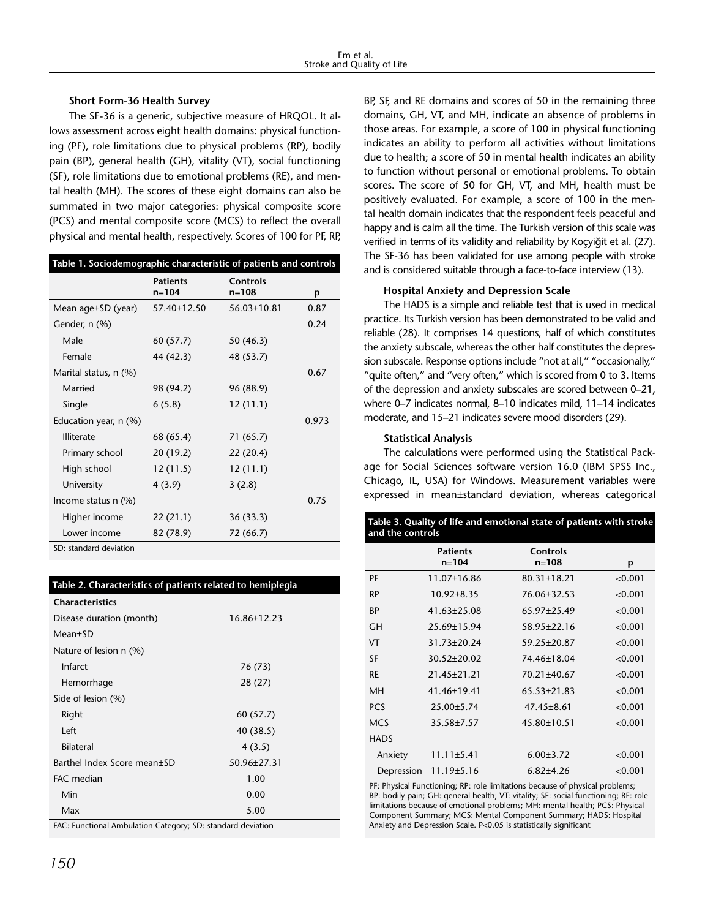### Short Form-36 Health Survey

The SF-36 is a generic, subjective measure of HRQOL. It allows assessment across eight health domains: physical functioning (PF), role limitations due to physical problems (RP), bodily pain (BP), general health (GH), vitality (VT), social functioning (SF), role limitations due to emotional problems (RE), and mental health (MH). The scores of these eight domains can also be summated in two major categories: physical composite score (PCS) and mental composite score (MCS) to reflect the overall physical and mental health, respectively. Scores of 100 for PF, RP, BP, SF, and RE domains and scores of 50 in the remaining three domains, GH, VT, and MH, indicate an absence of problems in those areas. For example, a score of 100 in physical functioning indicates an ability to perform all activities without limitations due to health; a score of 50 in mental health indicates an ability to function without personal or emotional problems. To obtain scores. The score of 50 for GH, VT, and MH, health must be positively evaluated. For example, a score of 100 in the mental health domain indicates that the respondent feels peaceful and happy and is calm all the time. The Turkish version of this scale was verified in terms of its validity and reliability by Koçyiğit et al. (27). The SF-36 has been validated for use among people with stroke and is considered suitable through a face-to-face interview (13).

**Table 1. Sociodemographic characteristic of patients and controls**

| | Patients n=104 | Controls n=108 | p |
|---|---|---|---|
| Mean age±SD (year) | 57.40±12.50 | 56.03±10.81 | 0.87 |
| Gender, n (%) | | | 0.24 |
| Male | 60 (57.7) | 50 (46.3) | |
| Female | 44 (42.3) | 48 (53.7) | |
| Marital status, n (%) | | | 0.67 |
| Married | 98 (94.2) | 96 (88.9) | |
| Single | 6 (5.8) | 12 (11.1) | |
| Education year, n (%) | | | 0.973 |
| Illiterate | 68 (65.4) | 71 (65.7) | |
| Primary school | 20 (19.2) | 22 (20.4) | |
| High school | 12 (11.5) | 12 (11.1) | |
| University | 4 (3.9) | 3 (2.8) | |
| Income status n (%) | | | 0.75 |
| Higher income | 22 (21.1) | 36 (33.3) | |
| Lower income | 82 (78.9) | 72 (66.7) | |

SD: standard deviation

**Table 2. Characteristics of patients related to hemiplegia**

| Characteristics | |
|---|---|
| Disease duration (month) | 16.86±12.23 |
| Mean±SD | |
| Nature of lesion n (%) | |
| Infarct | 76 (73) |
| Hemorrhage | 28 (27) |
| Side of lesion (%) | |
| Right | 60 (57.7) |
| Left | 40 (38.5) |
| Bilateral | 4 (3.5) |
| Barthel Index Score mean±SD | 50.96±27.31 |
| FAC median | 1.00 |
| Min | 0.00 |
| Max | 5.00 |

FAC: Functional Ambulation Category; SD: standard deviation

### Hospital Anxiety and Depression Scale

The HADS is a simple and reliable test that is used in medical practice. Its Turkish version has been demonstrated to be valid and reliable (28). It comprises 14 questions, half of which constitutes the anxiety subscale, whereas the other half constitutes the depression subscale. Response options include "not at all," "occasionally," "quite often," and "very often," which is scored from 0 to 3. Items of the depression and anxiety subscales are scored between 0–21, where 0–7 indicates normal, 8–10 indicates mild, 11–14 indicates moderate, and 15–21 indicates severe mood disorders (29).

### Statistical Analysis

The calculations were performed using the Statistical Package for Social Sciences software version 16.0 (IBM SPSS Inc., Chicago, IL, USA) for Windows. Measurement variables were expressed in mean±standard deviation, whereas categorical

**Table 3. Quality of life and emotional state of patients with stroke and the controls**

| | Patients n=104 | Controls n=108 | p |
|---|---|---|---|
| PF | 11.07±16.86 | 80.31±18.21 | <0.001 |
| RP | 10.92±8.35 | 76.06±32.53 | <0.001 |
| BP | 41.63±25.08 | 65.97±25.49 | <0.001 |
| GH | 25.69±15.94 | 58.95±22.16 | <0.001 |
| VT | 31.73±20.24 | 59.25±20.87 | <0.001 |
| SF | 30.52±20.02 | 74.46±18.04 | <0.001 |
| RE | 21.45±21.21 | 70.21±40.67 | <0.001 |
| MH | 41.46±19.41 | 65.53±21.83 | <0.001 |
| PCS | 25.00±5.74 | 47.45±8.61 | <0.001 |
| MCS | 35.58±7.57 | 45.80±10.51 | <0.001 |
| HADS | | | |
| Anxiety | 11.11±5.41 | 6.00±3.72 | <0.001 |
| Depression | 11.19±5.16 | 6.82±4.26 | <0.001 |

PF: Physical Functioning; RP: role limitations because of physical problems; BP: bodily pain; GH: general health; VT: vitality; SF: social functioning; RE: role limitations because of emotional problems; MH: mental health; PCS: Physical Component Summary; MCS: Mental Component Summary; HADS: Hospital Anxiety and Depression Scale. P<0.05 is statistically significant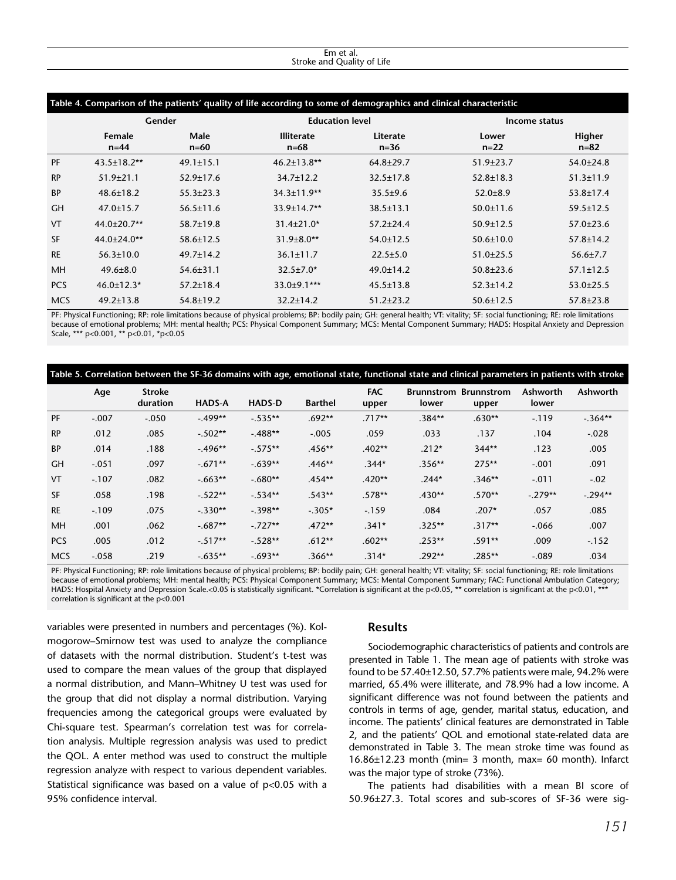**Table 4. Comparison of the patients' quality of life according to some of demographics and clinical characteristic**

| | Gender | | Education level | | Income status | |
|---|---|---|---|---|---|---|
| | Female n=44 | Male n=60 | Illiterate n=68 | Literate n=36 | Lower n=22 | Higher n=82 |
| PF | 43.5±18.2** | 49.1±15.1 | 46.2±13.8** | 64.8±29.7 | 51.9±23.7 | 54.0±24.8 |
| RP | 51.9±21.1 | 52.9±17.6 | 34.7±12.2 | 32.5±17.8 | 52.8±18.3 | 51.3±11.9 |
| BP | 48.6±18.2 | 55.3±23.3 | 34.3±11.9** | 35.5±9.6 | 52.0±8.9 | 53.8±17.4 |
| GH | 47.0±15.7 | 56.5±11.6 | 33.9±14.7** | 38.5±13.1 | 50.0±11.6 | 59.5±12.5 |
| VT | 44.0±20.7** | 58.7±19.8 | 31.4±21.0* | 57.2±24.4 | 50.9±12.5 | 57.0±23.6 |
| SF | 44.0±24.0** | 58.6±12.5 | 31.9±8.0** | 54.0±12.5 | 50.6±10.0 | 57.8±14.2 |
| RE | 56.3±10.0 | 49.7±14.2 | 36.1±11.7 | 22.5±5.0 | 51.0±25.5 | 56.6±7.7 |
| MH | 49.6±8.0 | 54.6±31.1 | 32.5±7.0* | 49.0±14.2 | 50.8±23.6 | 57.1±12.5 |
| PCS | 46.0±12.3* | 57.2±18.4 | 33.0±9.1*** | 45.5±13.8 | 52.3±14.2 | 53.0±25.5 |
| MCS | 49.2±13.8 | 54.8±19.2 | 32.2±14.2 | 51.2±23.2 | 50.6±12.5 | 57.8±23.8 |

PF: Physical Functioning; RP: role limitations because of physical problems; BP: bodily pain; GH: general health; VT: vitality; SF: social functioning; RE: role limitations because of emotional problems; MH: mental health; PCS: Physical Component Summary; MCS: Mental Component Summary; HADS: Hospital Anxiety and Depression Scale, *** p<0.001, ** p<0.01, *p<0.05

**Table 5. Correlation between the SF-36 domains with age, emotional state, functional state and clinical parameters in patients with stroke**

| | Age | Stroke duration | HADS-A | HADS-D | Barthel | FAC upper | Brunnstrom lower | Brunnstrom upper | Ashworth lower | Ashworth |
|---|---|---|---|---|---|---|---|---|---|---|
| PF | -.007 | -.050 | -.499** | -.535** | .692** | .717** | .384** | .630** | -.119 | -.364** |
| RP | .012 | .085 | -.502** | -.488** | -.005 | .059 | .033 | .137 | .104 | -.028 |
| BP | .014 | .188 | -.496** | -.575** | .456** | .402** | .212* | 344** | .123 | .005 |
| GH | -.051 | .097 | -.671** | -.639** | .446** | .344* | .356** | 275** | -.001 | .091 |
| VT | -.107 | .082 | -.663** | -.680** | .454** | .420** | .244* | .346** | -.011 | -.02 |
| SF | .058 | .198 | -.522** | -.534** | .543** | .578** | .430** | .570** | -.279** | -.294** |
| RE | -.109 | .075 | -.330** | -.398** | -.305* | -.159 | .084 | .207* | .057 | .085 |
| MH | .001 | .062 | -.687** | -.727** | .472** | .341* | .325** | .317** | -.066 | .007 |
| PCS | .005 | .012 | -.517** | -.528** | .612** | .602** | .253** | .591** | .009 | -.152 |
| MCS | -.058 | .219 | -.635** | -.693** | .366** | .314* | .292** | .285** | -.089 | .034 |

PF: Physical Functioning; RP: role limitations because of physical problems; BP: bodily pain; GH: general health; VT: vitality; SF: social functioning; RE: role limitations because of emotional problems; MH: mental health; PCS: Physical Component Summary; MCS: Mental Component Summary; FAC: Functional Ambulation Category; HADS: Hospital Anxiety and Depression Scale.<0.05 is statistically significant. *Correlation is significant at the p<0.05, ** correlation is significant at the p<0.01, *** correlation is significant at the p<0.001

variables were presented in numbers and percentages (%). Kolmogorow–Smirnow test was used to analyze the compliance of datasets with the normal distribution. Student's t-test was used to compare the mean values of the group that displayed a normal distribution, and Mann–Whitney U test was used for the group that did not display a normal distribution. Varying frequencies among the categorical groups were evaluated by Chi-square test. Spearman's correlation test was for correlation analysis. Multiple regression analysis was used to predict the QOL. A enter method was used to construct the multiple regression analyze with respect to various dependent variables. Statistical significance was based on a value of p<0.05 with a 95% confidence interval.

## Results

Sociodemographic characteristics of patients and controls are presented in Table 1. The mean age of patients with stroke was found to be 57.40±12.50, 57.7% patients were male, 94.2% were married, 65.4% were illiterate, and 78.9% had a low income. A significant difference was not found between the patients and controls in terms of age, gender, marital status, education, and income. The patients' clinical features are demonstrated in Table 2, and the patients' QOL and emotional state-related data are demonstrated in Table 3. The mean stroke time was found as 16.86±12.23 month (min= 3 month, max= 60 month). Infarct was the major type of stroke (73%).

The patients had disabilities with a mean BI score of 50.96±27.3. Total scores and sub-scores of SF-36 were sig-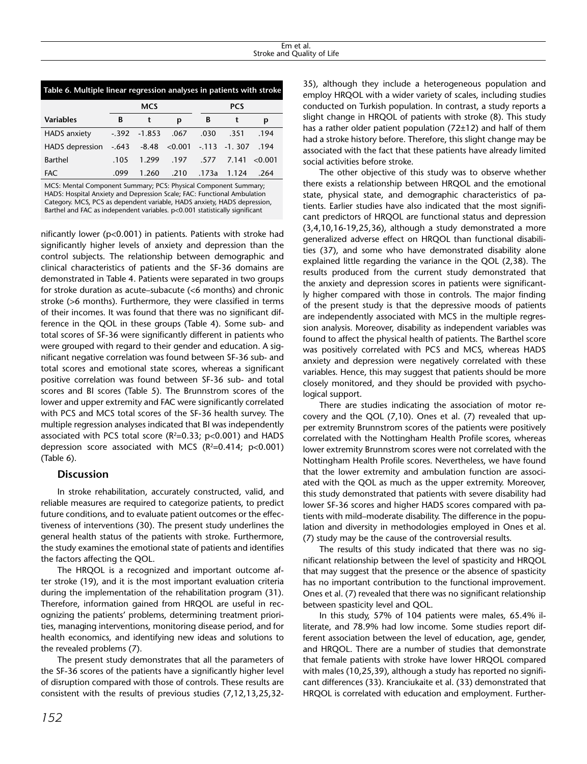**Table 6. Multiple linear regression analyses in patients with stroke**

| | MCS | | | PCS | | |
|---|---|---|---|---|---|---|
| Variables | B | t | p | B | t | p |
| HADS anxiety | -.392 | -1.853 | .067 | .030 | .351 | .194 |
| HADS depression | -.643 | -8.48 | <0.001 | -.113 | -1. 307 | .194 |
| Barthel | .105 | 1.299 | .197 | .577 | 7.141 | <0.001 |
| FAC | .099 | 1.260 | .210 | .173a | 1.124 | .264 |

MCS: Mental Component Summary; PCS: Physical Component Summary; HADS: Hospital Anxiety and Depression Scale; FAC: Functional Ambulation Category. MCS, PCS as dependent variable, HADS anxiety, HADS depression, Barthel and FAC as independent variables. p<0.001 statistically significant

nificantly lower (p<0.001) in patients. Patients with stroke had significantly higher levels of anxiety and depression than the control subjects. The relationship between demographic and clinical characteristics of patients and the SF-36 domains are demonstrated in Table 4. Patients were separated in two groups for stroke duration as acute–subacute (<6 months) and chronic stroke (>6 months). Furthermore, they were classified in terms of their incomes. It was found that there was no significant difference in the QOL in these groups (Table 4). Some sub- and total scores of SF-36 were significantly different in patients who were grouped with regard to their gender and education. A significant negative correlation was found between SF-36 sub- and total scores and emotional state scores, whereas a significant positive correlation was found between SF-36 sub- and total scores and BI scores (Table 5). The Brunnstrom scores of the lower and upper extremity and FAC were significantly correlated with PCS and MCS total scores of the SF-36 health survey. The multiple regression analyses indicated that BI was independently associated with PCS total score ($R^2$=0.33; p<0.001) and HADS depression score associated with MCS ($R^2$=0.414; p<0.001) (Table 6).

## Discussion

In stroke rehabilitation, accurately constructed, valid, and reliable measures are required to categorize patients, to predict future conditions, and to evaluate patient outcomes or the effectiveness of interventions (30). The present study underlines the general health status of the patients with stroke. Furthermore, the study examines the emotional state of patients and identifies the factors affecting the QOL.

The HRQOL is a recognized and important outcome after stroke (19), and it is the most important evaluation criteria during the implementation of the rehabilitation program (31). Therefore, information gained from HRQOL are useful in recognizing the patients' problems, determining treatment priorities, managing interventions, monitoring disease period, and for health economics, and identifying new ideas and solutions to the revealed problems (7).

The present study demonstrates that all the parameters of the SF-36 scores of the patients have a significantly higher level of disruption compared with those of controls. These results are consistent with the results of previous studies (7,12,13,25,32-35), although they include a heterogeneous population and employ HRQOL with a wider variety of scales, including studies conducted on Turkish population. In contrast, a study reports a slight change in HRQOL of patients with stroke (8). This study has a rather older patient population (72±12) and half of them had a stroke history before. Therefore, this slight change may be associated with the fact that these patients have already limited social activities before stroke.

The other objective of this study was to observe whether there exists a relationship between HRQOL and the emotional state, physical state, and demographic characteristics of patients. Earlier studies have also indicated that the most significant predictors of HRQOL are functional status and depression (3,4,10,16-19,25,36), although a study demonstrated a more generalized adverse effect on HRQOL than functional disabilities (37), and some who have demonstrated disability alone explained little regarding the variance in the QOL (2,38). The results produced from the current study demonstrated that the anxiety and depression scores in patients were significantly higher compared with those in controls. The major finding of the present study is that the depressive moods of patients are independently associated with MCS in the multiple regression analysis. Moreover, disability as independent variables was found to affect the physical health of patients. The Barthel score was positively correlated with PCS and MCS, whereas HADS anxiety and depression were negatively correlated with these variables. Hence, this may suggest that patients should be more closely monitored, and they should be provided with psychological support.

There are studies indicating the association of motor recovery and the QOL (7,10). Ones et al. (7) revealed that upper extremity Brunnstrom scores of the patients were positively correlated with the Nottingham Health Profile scores, whereas lower extremity Brunnstrom scores were not correlated with the Nottingham Health Profile scores. Nevertheless, we have found that the lower extremity and ambulation function are associated with the QOL as much as the upper extremity. Moreover, this study demonstrated that patients with severe disability had lower SF-36 scores and higher HADS scores compared with patients with mild–moderate disability. The difference in the population and diversity in methodologies employed in Ones et al. (7) study may be the cause of the controversial results.

The results of this study indicated that there was no significant relationship between the level of spasticity and HRQOL that may suggest that the presence or the absence of spasticity has no important contribution to the functional improvement. Ones et al. (7) revealed that there was no significant relationship between spasticity level and QOL.

In this study, 57% of 104 patients were males, 65.4% illiterate, and 78.9% had low income. Some studies report different association between the level of education, age, gender, and HRQOL. There are a number of studies that demonstrate that female patients with stroke have lower HRQOL compared with males (10,25,39), although a study has reported no significant differences (33). Kranciukaite et al. (33) demonstrated that HRQOL is correlated with education and employment. Further-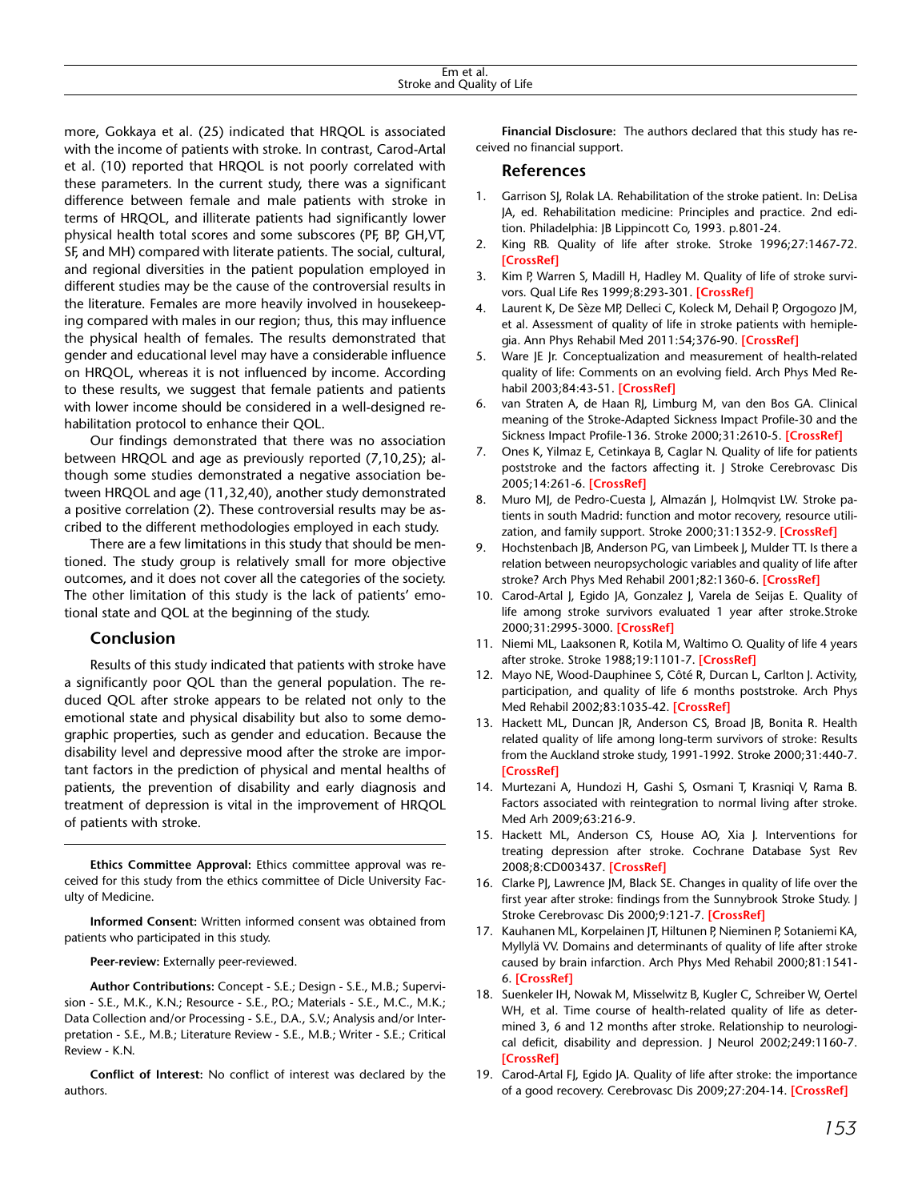more, Gokkaya et al. (25) indicated that HRQOL is associated with the income of patients with stroke. In contrast, Carod-Artal et al. (10) reported that HRQOL is not poorly correlated with these parameters. In the current study, there was a significant difference between female and male patients with stroke in terms of HRQOL, and illiterate patients had significantly lower physical health total scores and some subscores (PF, BP, GH,VT, SF, and MH) compared with literate patients. The social, cultural, and regional diversities in the patient population employed in different studies may be the cause of the controversial results in the literature. Females are more heavily involved in housekeeping compared with males in our region; thus, this may influence the physical health of females. The results demonstrated that gender and educational level may have a considerable influence on HRQOL, whereas it is not influenced by income. According to these results, we suggest that female patients and patients with lower income should be considered in a well-designed rehabilitation protocol to enhance their QOL.

Our findings demonstrated that there was no association between HRQOL and age as previously reported (7,10,25); although some studies demonstrated a negative association between HRQOL and age (11,32,40), another study demonstrated a positive correlation (2). These controversial results may be ascribed to the different methodologies employed in each study.

There are a few limitations in this study that should be mentioned. The study group is relatively small for more objective outcomes, and it does not cover all the categories of the society. The other limitation of this study is the lack of patients' emotional state and QOL at the beginning of the study.

## Conclusion

Results of this study indicated that patients with stroke have a significantly poor QOL than the general population. The reduced QOL after stroke appears to be related not only to the emotional state and physical disability but also to some demographic properties, such as gender and education. Because the disability level and depressive mood after the stroke are important factors in the prediction of physical and mental healths of patients, the prevention of disability and early diagnosis and treatment of depression is vital in the improvement of HRQOL of patients with stroke.

---

**Ethics Committee Approval:** Ethics committee approval was received for this study from the ethics committee of Dicle University Faculty of Medicine.

**Informed Consent:** Written informed consent was obtained from patients who participated in this study.

**Peer-review:** Externally peer-reviewed.

**Author Contributions:** Concept - S.E.; Design - S.E., M.B.; Supervision - S.E., M.K., K.N.; Resource - S.E., P.O.; Materials - S.E., M.C., M.K.; Data Collection and/or Processing - S.E., D.A., S.V.; Analysis and/or Interpretation - S.E., M.B.; Literature Review - S.E., M.B.; Writer - S.E.; Critical Review - K.N.

**Conflict of Interest:** No conflict of interest was declared by the authors.

**Financial Disclosure:** The authors declared that this study has received no financial support.

## References

1. Garrison SJ, Rolak LA. Rehabilitation of the stroke patient. In: DeLisa JA, ed. Rehabilitation medicine: Principles and practice. 2nd edition. Philadelphia: JB Lippincott Co, 1993. p.801-24.
2. King RB. Quality of life after stroke. Stroke 1996;27:1467-72. [CrossRef]
3. Kim P, Warren S, Madill H, Hadley M. Quality of life of stroke survivors. Qual Life Res 1999;8:293-301. [CrossRef]
4. Laurent K, De Sèze MP, Delleci C, Koleck M, Dehail P, Orgogozo JM, et al. Assessment of quality of life in stroke patients with hemiplegia. Ann Phys Rehabil Med 2011:54;376-90. [CrossRef]
5. Ware JE Jr. Conceptualization and measurement of health-related quality of life: Comments on an evolving field. Arch Phys Med Rehabil 2003;84:43-51. [CrossRef]
6. van Straten A, de Haan RJ, Limburg M, van den Bos GA. Clinical meaning of the Stroke-Adapted Sickness Impact Profile-30 and the Sickness Impact Profile-136. Stroke 2000;31:2610-5. [CrossRef]
7. Ones K, Yilmaz E, Cetinkaya B, Caglar N. Quality of life for patients poststroke and the factors affecting it. J Stroke Cerebrovasc Dis 2005;14:261-6. [CrossRef]
8. Muro MJ, de Pedro-Cuesta J, Almazán J, Holmqvist LW. Stroke patients in south Madrid: function and motor recovery, resource utilization, and family support. Stroke 2000;31:1352-9. [CrossRef]
9. Hochstenbach JB, Anderson PG, van Limbeek J, Mulder TT. Is there a relation between neuropsychologic variables and quality of life after stroke? Arch Phys Med Rehabil 2001;82:1360-6. [CrossRef]
10. Carod-Artal J, Egido JA, Gonzalez J, Varela de Seijas E. Quality of life among stroke survivors evaluated 1 year after stroke.Stroke 2000;31:2995-3000. [CrossRef]
11. Niemi ML, Laaksonen R, Kotila M, Waltimo O. Quality of life 4 years after stroke. Stroke 1988;19:1101-7. [CrossRef]
12. Mayo NE, Wood-Dauphinee S, Côté R, Durcan L, Carlton J. Activity, participation, and quality of life 6 months poststroke. Arch Phys Med Rehabil 2002;83:1035-42. [CrossRef]
13. Hackett ML, Duncan JR, Anderson CS, Broad JB, Bonita R. Health related quality of life among long-term survivors of stroke: Results from the Auckland stroke study, 1991-1992. Stroke 2000;31:440-7. [CrossRef]
14. Murtezani A, Hundozi H, Gashi S, Osmani T, Krasniqi V, Rama B. Factors associated with reintegration to normal living after stroke. Med Arh 2009;63:216-9.
15. Hackett ML, Anderson CS, House AO, Xia J. Interventions for treating depression after stroke. Cochrane Database Syst Rev 2008;8:CD003437. [CrossRef]
16. Clarke PJ, Lawrence JM, Black SE. Changes in quality of life over the first year after stroke: findings from the Sunnybrook Stroke Study. J Stroke Cerebrovasc Dis 2000;9:121-7. [CrossRef]
17. Kauhanen ML, Korpelainen JT, Hiltunen P, Nieminen P, Sotaniemi KA, Myllylä VV. Domains and determinants of quality of life after stroke caused by brain infarction. Arch Phys Med Rehabil 2000;81:1541-6. [CrossRef]
18. Suenkeler IH, Nowak M, Misselwitz B, Kugler C, Schreiber W, Oertel WH, et al. Time course of health-related quality of life as determined 3, 6 and 12 months after stroke. Relationship to neurological deficit, disability and depression. J Neurol 2002;249:1160-7. [CrossRef]
19. Carod-Artal FJ, Egido JA. Quality of life after stroke: the importance of a good recovery. Cerebrovasc Dis 2009;27:204-14. [CrossRef]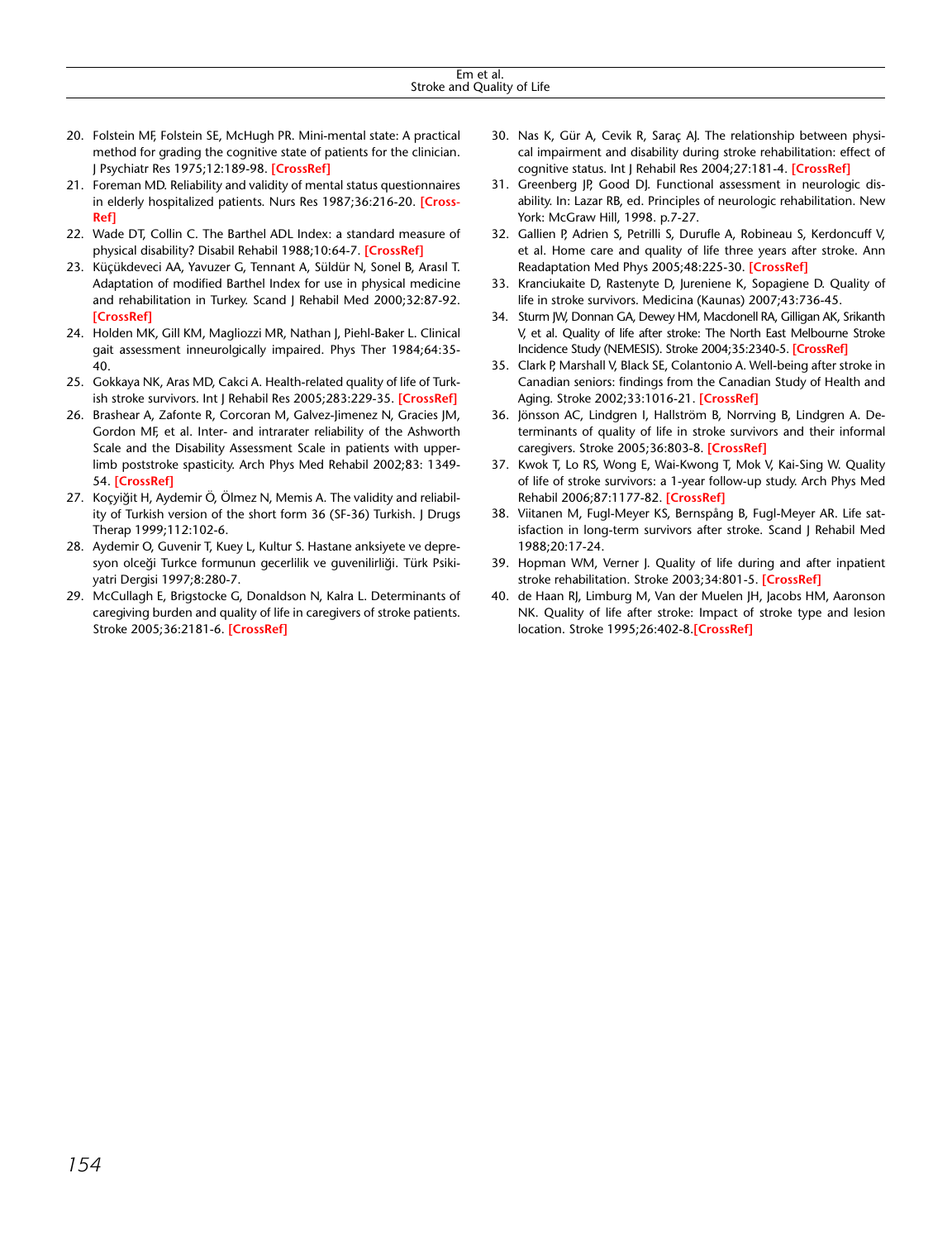20. Folstein MF, Folstein SE, McHugh PR. Mini-mental state: A practical method for grading the cognitive state of patients for the clinician. J Psychiatr Res 1975;12:189-98. [CrossRef]
21. Foreman MD. Reliability and validity of mental status questionnaires in elderly hospitalized patients. Nurs Res 1987;36:216-20. [CrossRef]
22. Wade DT, Collin C. The Barthel ADL Index: a standard measure of physical disability? Disabil Rehabil 1988;10:64-7. [CrossRef]
23. Küçükdeveci AA, Yavuzer G, Tennant A, Süldür N, Sonel B, Arasıl T. Adaptation of modified Barthel Index for use in physical medicine and rehabilitation in Turkey. Scand J Rehabil Med 2000;32:87-92. [CrossRef]
24. Holden MK, Gill KM, Magliozzi MR, Nathan J, Piehl-Baker L. Clinical gait assessment inneurolgically impaired. Phys Ther 1984;64:35-40.
25. Gokkaya NK, Aras MD, Cakci A. Health-related quality of life of Turkish stroke survivors. Int J Rehabil Res 2005;283:229-35. [CrossRef]
26. Brashear A, Zafonte R, Corcoran M, Galvez-Jimenez N, Gracies JM, Gordon MF, et al. Inter- and intrarater reliability of the Ashworth Scale and the Disability Assessment Scale in patients with upper-limb poststroke spasticity. Arch Phys Med Rehabil 2002;83: 1349-54. [CrossRef]
27. Koçyiğit H, Aydemir Ö, Ölmez N, Memis A. The validity and reliability of Turkish version of the short form 36 (SF-36) Turkish. J Drugs Therap 1999;112:102-6.
28. Aydemir O, Guvenir T, Kuey L, Kultur S. Hastane anksiyete ve depresyon olceği Turkce formunun gecerlilik ve guvenilirliği. Türk Psikiyatri Dergisi 1997;8:280-7.
29. McCullagh E, Brigstocke G, Donaldson N, Kalra L. Determinants of caregiving burden and quality of life in caregivers of stroke patients. Stroke 2005;36:2181-6. [CrossRef]
30. Nas K, Gür A, Cevik R, Saraç AJ. The relationship between physical impairment and disability during stroke rehabilitation: effect of cognitive status. Int J Rehabil Res 2004;27:181-4. [CrossRef]
31. Greenberg JP, Good DJ. Functional assessment in neurologic disability. In: Lazar RB, ed. Principles of neurologic rehabilitation. New York: McGraw Hill, 1998. p.7-27.
32. Gallien P, Adrien S, Petrilli S, Durufle A, Robineau S, Kerdoncuff V, et al. Home care and quality of life three years after stroke. Ann Readaptation Med Phys 2005;48:225-30. [CrossRef]
33. Kranciukaite D, Rastenyte D, Jureniene K, Sopagiene D. Quality of life in stroke survivors. Medicina (Kaunas) 2007;43:736-45.
34. Sturm JW, Donnan GA, Dewey HM, Macdonell RA, Gilligan AK, Srikanth V, et al. Quality of life after stroke: The North East Melbourne Stroke Incidence Study (NEMESIS). Stroke 2004;35:2340-5. [CrossRef]
35. Clark P, Marshall V, Black SE, Colantonio A. Well-being after stroke in Canadian seniors: findings from the Canadian Study of Health and Aging. Stroke 2002;33:1016-21. [CrossRef]
36. Jönsson AC, Lindgren I, Hallström B, Norrving B, Lindgren A. Determinants of quality of life in stroke survivors and their informal caregivers. Stroke 2005;36:803-8. [CrossRef]
37. Kwok T, Lo RS, Wong E, Wai-Kwong T, Mok V, Kai-Sing W. Quality of life of stroke survivors: a 1-year follow-up study. Arch Phys Med Rehabil 2006;87:1177-82. [CrossRef]
38. Viitanen M, Fugl-Meyer KS, Bernspång B, Fugl-Meyer AR. Life satisfaction in long-term survivors after stroke. Scand J Rehabil Med 1988;20:17-24.
39. Hopman WM, Verner J. Quality of life during and after inpatient stroke rehabilitation. Stroke 2003;34:801-5. [CrossRef]
40. de Haan RJ, Limburg M, Van der Muelen JH, Jacobs HM, Aaronson NK. Quality of life after stroke: Impact of stroke type and lesion location. Stroke 1995;26:402-8.[CrossRef]